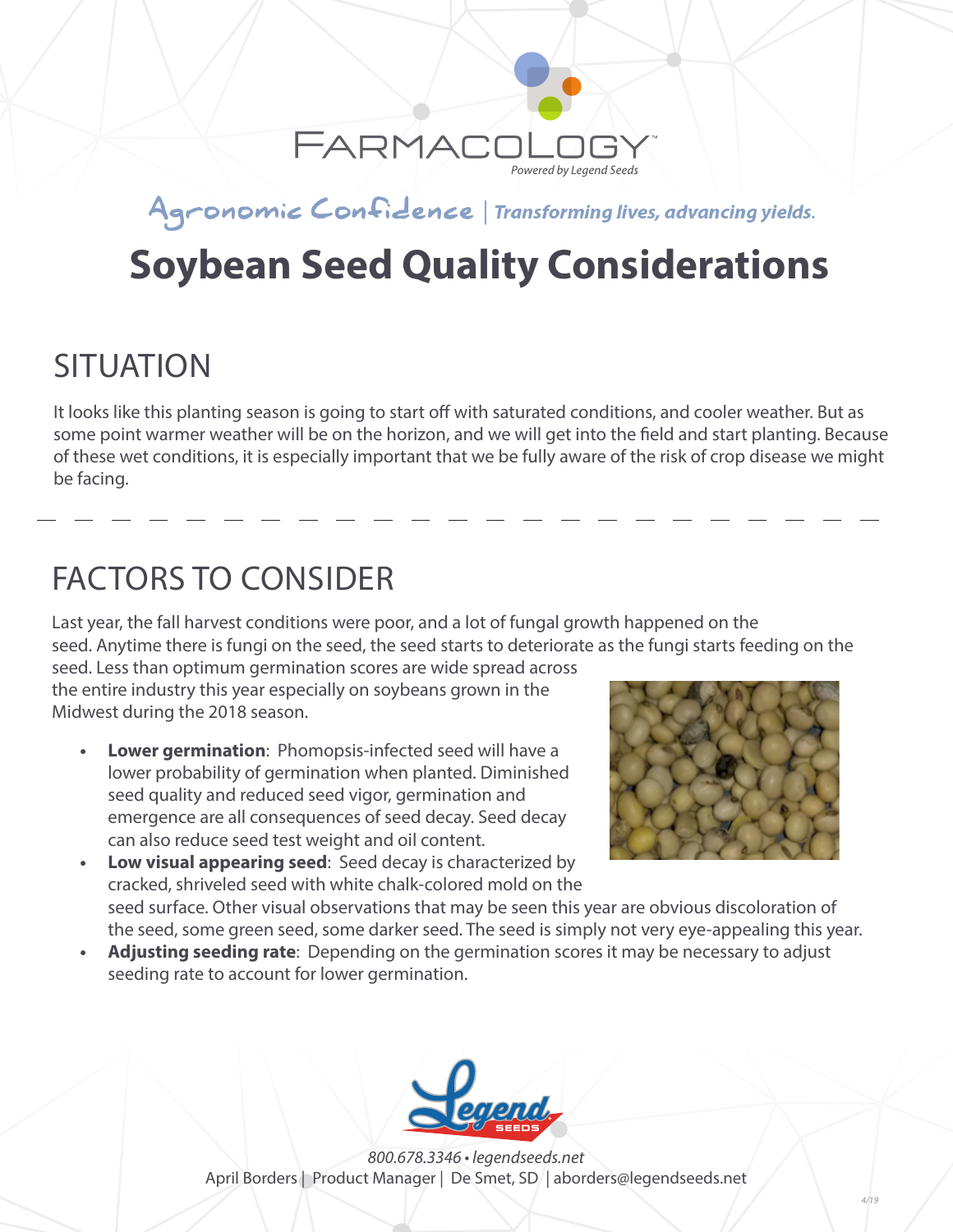FARMACOLOGY™

*Powered by Legend Seeds*

Agronomic Confidence | *Transforming lives, advancing yields.*

# Soybean Seed Quality Considerations

## SITUATION

It looks like this planting season is going to start off with saturated conditions, and cooler weather. But as some point warmer weather will be on the horizon, and we will get into the field and start planting. Because of these wet conditions, it is especially important that we be fully aware of the risk of crop disease we might be facing.

## FACTORS TO CONSIDER

Last year, the fall harvest conditions were poor, and a lot of fungal growth happened on the seed. Anytime there is fungi on the seed, the seed starts to deteriorate as the fungi starts feeding on the seed. Less than optimum germination scores are wide spread across the entire industry this year especially on soybeans grown in the Midwest during the 2018 season.

- **Lower germination**: Phomopsis-infected seed will have a lower probability of germination when planted. Diminished seed quality and reduced seed vigor, germination and emergence are all consequences of seed decay. Seed decay can also reduce seed test weight and oil content.
- **Low visual appearing seed**: Seed decay is characterized by cracked, shriveled seed with white chalk-colored mold on the seed surface. Other visual observations that may be seen this year are obvious discoloration of the seed, some green seed, some darker seed. The seed is simply not very eye-appealing this year.
- **Adjusting seeding rate**: Depending on the germination scores it may be necessary to adjust seeding rate to account for lower germination.

Legend SEEDS

*800.678.3346 • legendseeds.net*

April Borders | Product Manager | De Smet, SD | aborders@legendseeds.net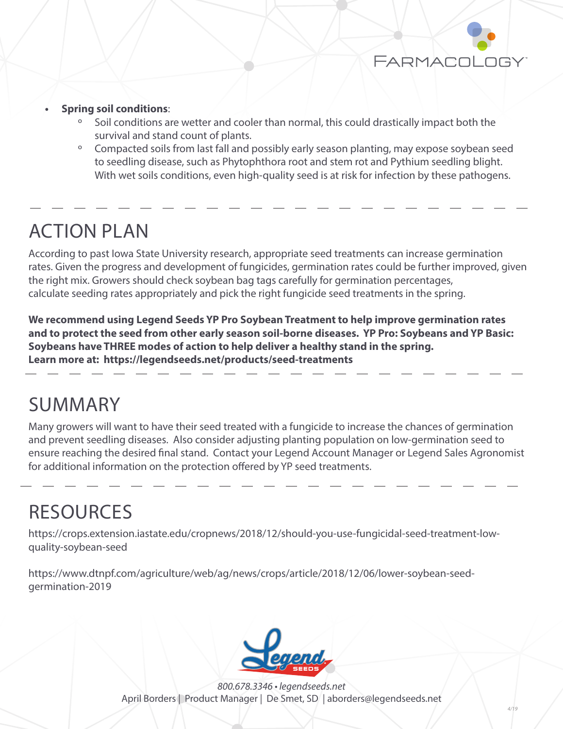- **Spring soil conditions**:
  - Soil conditions are wetter and cooler than normal, this could drastically impact both the survival and stand count of plants.
  - Compacted soils from last fall and possibly early season planting, may expose soybean seed to seedling disease, such as Phytophthora root and stem rot and Pythium seedling blight. With wet soils conditions, even high-quality seed is at risk for infection by these pathogens.

## ACTION PLAN

According to past Iowa State University research, appropriate seed treatments can increase germination rates. Given the progress and development of fungicides, germination rates could be further improved, given the right mix. Growers should check soybean bag tags carefully for germination percentages, calculate seeding rates appropriately and pick the right fungicide seed treatments in the spring.

**We recommend using Legend Seeds YP Pro Soybean Treatment to help improve germination rates and to protect the seed from other early season soil-borne diseases. YP Pro: Soybeans and YP Basic: Soybeans have THREE modes of action to help deliver a healthy stand in the spring.**
**Learn more at: https://legendseeds.net/products/seed-treatments**

## SUMMARY

Many growers will want to have their seed treated with a fungicide to increase the chances of germination and prevent seedling diseases. Also consider adjusting planting population on low-germination seed to ensure reaching the desired final stand. Contact your Legend Account Manager or Legend Sales Agronomist for additional information on the protection offered by YP seed treatments.

## RESOURCES

https://crops.extension.iastate.edu/cropnews/2018/12/should-you-use-fungicidal-seed-treatment-low-quality-soybean-seed

https://www.dtnpf.com/agriculture/web/ag/news/crops/article/2018/12/06/lower-soybean-seed-germination-2019

*800.678.3346 • legendseeds.net*
April Borders | Product Manager | De Smet, SD | aborders@legendseeds.net